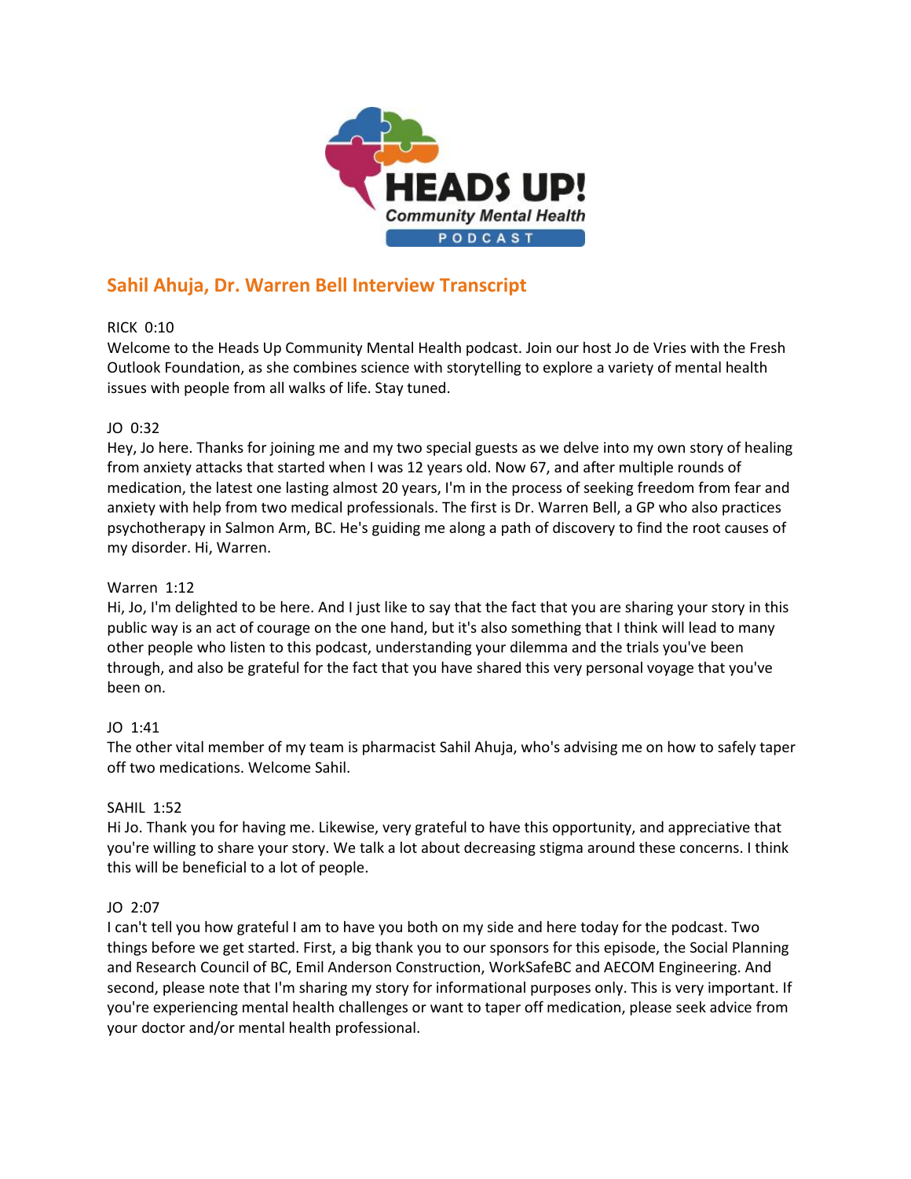# Sahil Ahuja, Dr. Warren Bell Interview Transcript

RICK 0:10
Welcome to the Heads Up Community Mental Health podcast. Join our host Jo de Vries with the Fresh Outlook Foundation, as she combines science with storytelling to explore a variety of mental health issues with people from all walks of life. Stay tuned.

JO 0:32
Hey, Jo here. Thanks for joining me and my two special guests as we delve into my own story of healing from anxiety attacks that started when I was 12 years old. Now 67, and after multiple rounds of medication, the latest one lasting almost 20 years, I'm in the process of seeking freedom from fear and anxiety with help from two medical professionals. The first is Dr. Warren Bell, a GP who also practices psychotherapy in Salmon Arm, BC. He's guiding me along a path of discovery to find the root causes of my disorder. Hi, Warren.

Warren 1:12
Hi, Jo, I'm delighted to be here. And I just like to say that the fact that you are sharing your story in this public way is an act of courage on the one hand, but it's also something that I think will lead to many other people who listen to this podcast, understanding your dilemma and the trials you've been through, and also be grateful for the fact that you have shared this very personal voyage that you've been on.

JO 1:41
The other vital member of my team is pharmacist Sahil Ahuja, who's advising me on how to safely taper off two medications. Welcome Sahil.

SAHIL 1:52
Hi Jo. Thank you for having me. Likewise, very grateful to have this opportunity, and appreciative that you're willing to share your story. We talk a lot about decreasing stigma around these concerns. I think this will be beneficial to a lot of people.

JO 2:07
I can't tell you how grateful I am to have you both on my side and here today for the podcast. Two things before we get started. First, a big thank you to our sponsors for this episode, the Social Planning and Research Council of BC, Emil Anderson Construction, WorkSafeBC and AECOM Engineering. And second, please note that I'm sharing my story for informational purposes only. This is very important. If you're experiencing mental health challenges or want to taper off medication, please seek advice from your doctor and/or mental health professional.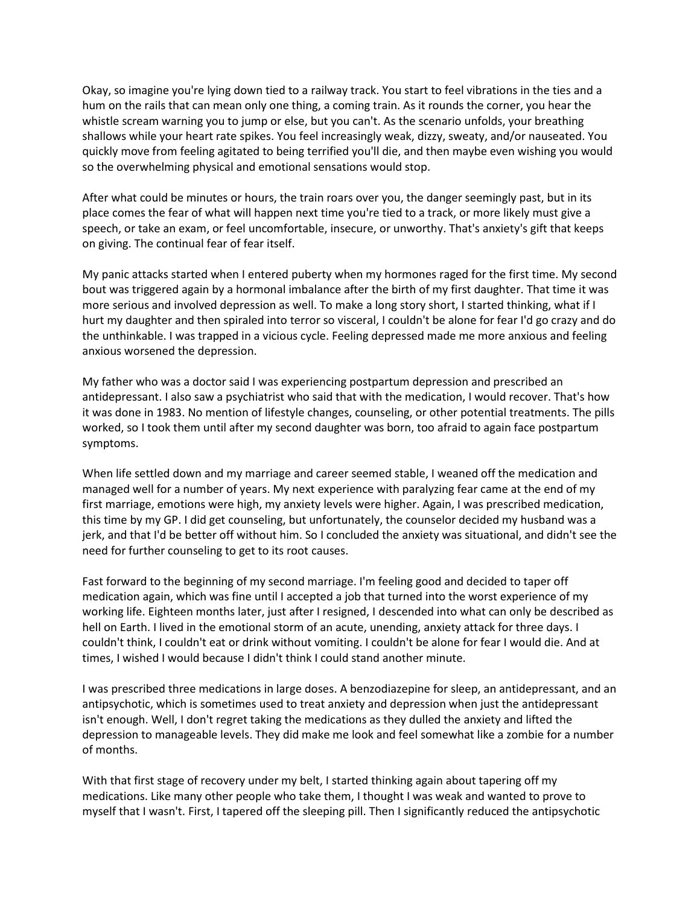Okay, so imagine you're lying down tied to a railway track. You start to feel vibrations in the ties and a hum on the rails that can mean only one thing, a coming train. As it rounds the corner, you hear the whistle scream warning you to jump or else, but you can't. As the scenario unfolds, your breathing shallows while your heart rate spikes. You feel increasingly weak, dizzy, sweaty, and/or nauseated. You quickly move from feeling agitated to being terrified you'll die, and then maybe even wishing you would so the overwhelming physical and emotional sensations would stop.

After what could be minutes or hours, the train roars over you, the danger seemingly past, but in its place comes the fear of what will happen next time you're tied to a track, or more likely must give a speech, or take an exam, or feel uncomfortable, insecure, or unworthy. That's anxiety's gift that keeps on giving. The continual fear of fear itself.

My panic attacks started when I entered puberty when my hormones raged for the first time. My second bout was triggered again by a hormonal imbalance after the birth of my first daughter. That time it was more serious and involved depression as well. To make a long story short, I started thinking, what if I hurt my daughter and then spiraled into terror so visceral, I couldn't be alone for fear I'd go crazy and do the unthinkable. I was trapped in a vicious cycle. Feeling depressed made me more anxious and feeling anxious worsened the depression.

My father who was a doctor said I was experiencing postpartum depression and prescribed an antidepressant. I also saw a psychiatrist who said that with the medication, I would recover. That's how it was done in 1983. No mention of lifestyle changes, counseling, or other potential treatments. The pills worked, so I took them until after my second daughter was born, too afraid to again face postpartum symptoms.

When life settled down and my marriage and career seemed stable, I weaned off the medication and managed well for a number of years. My next experience with paralyzing fear came at the end of my first marriage, emotions were high, my anxiety levels were higher. Again, I was prescribed medication, this time by my GP. I did get counseling, but unfortunately, the counselor decided my husband was a jerk, and that I'd be better off without him. So I concluded the anxiety was situational, and didn't see the need for further counseling to get to its root causes.

Fast forward to the beginning of my second marriage. I'm feeling good and decided to taper off medication again, which was fine until I accepted a job that turned into the worst experience of my working life. Eighteen months later, just after I resigned, I descended into what can only be described as hell on Earth. I lived in the emotional storm of an acute, unending, anxiety attack for three days. I couldn't think, I couldn't eat or drink without vomiting. I couldn't be alone for fear I would die. And at times, I wished I would because I didn't think I could stand another minute.

I was prescribed three medications in large doses. A benzodiazepine for sleep, an antidepressant, and an antipsychotic, which is sometimes used to treat anxiety and depression when just the antidepressant isn't enough. Well, I don't regret taking the medications as they dulled the anxiety and lifted the depression to manageable levels. They did make me look and feel somewhat like a zombie for a number of months.

With that first stage of recovery under my belt, I started thinking again about tapering off my medications. Like many other people who take them, I thought I was weak and wanted to prove to myself that I wasn't. First, I tapered off the sleeping pill. Then I significantly reduced the antipsychotic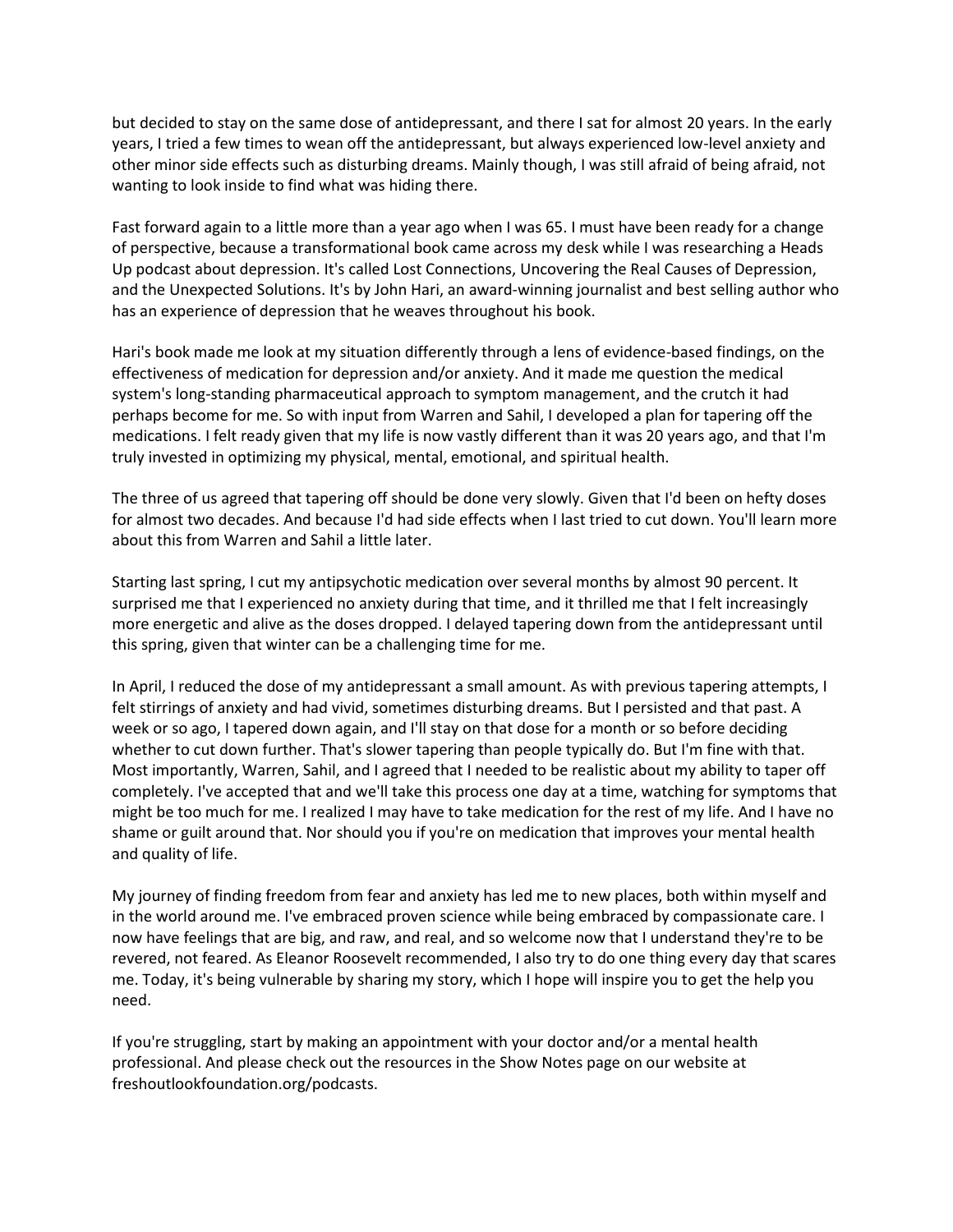but decided to stay on the same dose of antidepressant, and there I sat for almost 20 years. In the early years, I tried a few times to wean off the antidepressant, but always experienced low-level anxiety and other minor side effects such as disturbing dreams. Mainly though, I was still afraid of being afraid, not wanting to look inside to find what was hiding there.

Fast forward again to a little more than a year ago when I was 65. I must have been ready for a change of perspective, because a transformational book came across my desk while I was researching a Heads Up podcast about depression. It's called Lost Connections, Uncovering the Real Causes of Depression, and the Unexpected Solutions. It's by John Hari, an award-winning journalist and best selling author who has an experience of depression that he weaves throughout his book.

Hari's book made me look at my situation differently through a lens of evidence-based findings, on the effectiveness of medication for depression and/or anxiety. And it made me question the medical system's long-standing pharmaceutical approach to symptom management, and the crutch it had perhaps become for me. So with input from Warren and Sahil, I developed a plan for tapering off the medications. I felt ready given that my life is now vastly different than it was 20 years ago, and that I'm truly invested in optimizing my physical, mental, emotional, and spiritual health.

The three of us agreed that tapering off should be done very slowly. Given that I'd been on hefty doses for almost two decades. And because I'd had side effects when I last tried to cut down. You'll learn more about this from Warren and Sahil a little later.

Starting last spring, I cut my antipsychotic medication over several months by almost 90 percent. It surprised me that I experienced no anxiety during that time, and it thrilled me that I felt increasingly more energetic and alive as the doses dropped. I delayed tapering down from the antidepressant until this spring, given that winter can be a challenging time for me.

In April, I reduced the dose of my antidepressant a small amount. As with previous tapering attempts, I felt stirrings of anxiety and had vivid, sometimes disturbing dreams. But I persisted and that past. A week or so ago, I tapered down again, and I'll stay on that dose for a month or so before deciding whether to cut down further. That's slower tapering than people typically do. But I'm fine with that. Most importantly, Warren, Sahil, and I agreed that I needed to be realistic about my ability to taper off completely. I've accepted that and we'll take this process one day at a time, watching for symptoms that might be too much for me. I realized I may have to take medication for the rest of my life. And I have no shame or guilt around that. Nor should you if you're on medication that improves your mental health and quality of life.

My journey of finding freedom from fear and anxiety has led me to new places, both within myself and in the world around me. I've embraced proven science while being embraced by compassionate care. I now have feelings that are big, and raw, and real, and so welcome now that I understand they're to be revered, not feared. As Eleanor Roosevelt recommended, I also try to do one thing every day that scares me. Today, it's being vulnerable by sharing my story, which I hope will inspire you to get the help you need.

If you're struggling, start by making an appointment with your doctor and/or a mental health professional. And please check out the resources in the Show Notes page on our website at freshoutlookfoundation.org/podcasts.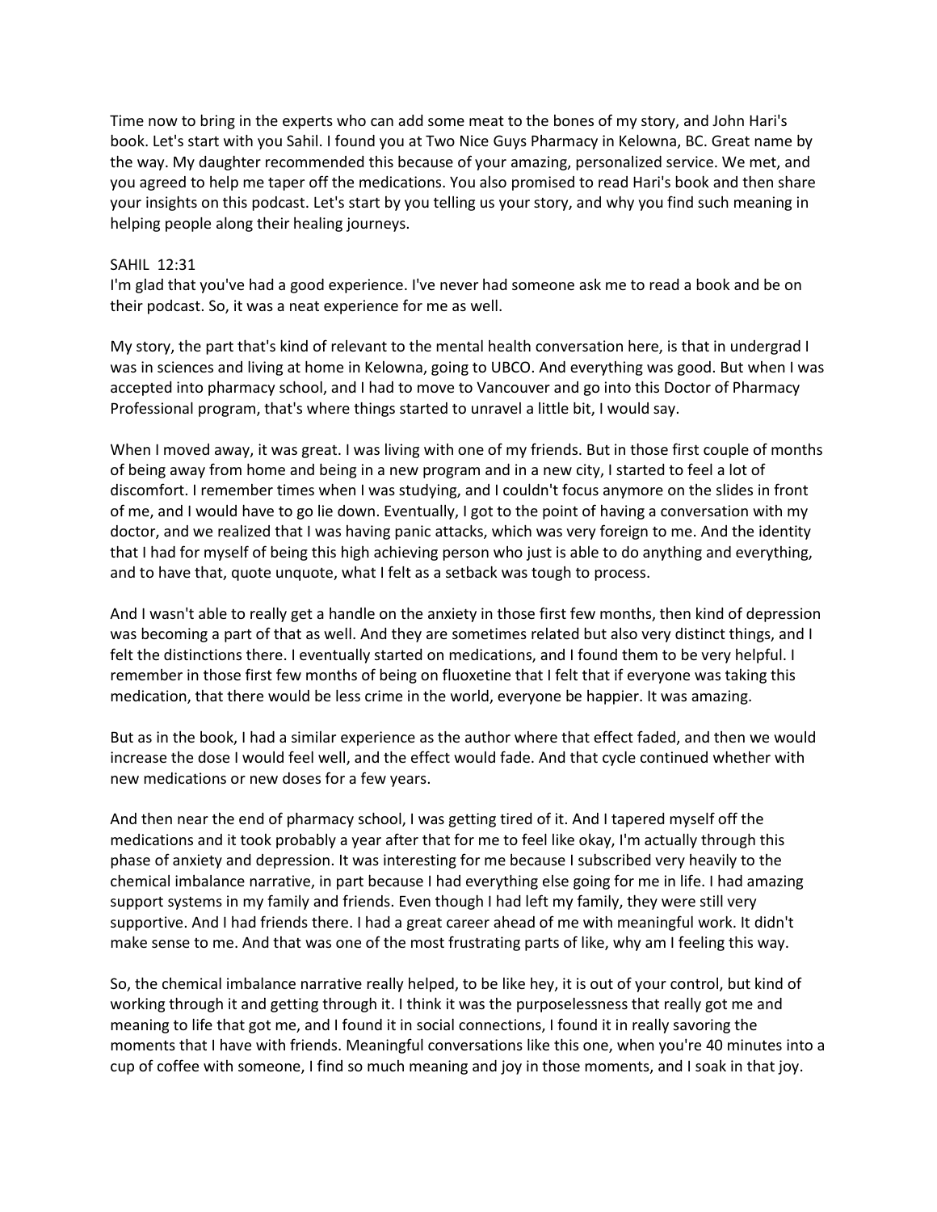Time now to bring in the experts who can add some meat to the bones of my story, and John Hari's book. Let's start with you Sahil. I found you at Two Nice Guys Pharmacy in Kelowna, BC. Great name by the way. My daughter recommended this because of your amazing, personalized service. We met, and you agreed to help me taper off the medications. You also promised to read Hari's book and then share your insights on this podcast. Let's start by you telling us your story, and why you find such meaning in helping people along their healing journeys.

SAHIL 12:31
I'm glad that you've had a good experience. I've never had someone ask me to read a book and be on their podcast. So, it was a neat experience for me as well.

My story, the part that's kind of relevant to the mental health conversation here, is that in undergrad I was in sciences and living at home in Kelowna, going to UBCO. And everything was good. But when I was accepted into pharmacy school, and I had to move to Vancouver and go into this Doctor of Pharmacy Professional program, that's where things started to unravel a little bit, I would say.

When I moved away, it was great. I was living with one of my friends. But in those first couple of months of being away from home and being in a new program and in a new city, I started to feel a lot of discomfort. I remember times when I was studying, and I couldn't focus anymore on the slides in front of me, and I would have to go lie down. Eventually, I got to the point of having a conversation with my doctor, and we realized that I was having panic attacks, which was very foreign to me. And the identity that I had for myself of being this high achieving person who just is able to do anything and everything, and to have that, quote unquote, what I felt as a setback was tough to process.

And I wasn't able to really get a handle on the anxiety in those first few months, then kind of depression was becoming a part of that as well. And they are sometimes related but also very distinct things, and I felt the distinctions there. I eventually started on medications, and I found them to be very helpful. I remember in those first few months of being on fluoxetine that I felt that if everyone was taking this medication, that there would be less crime in the world, everyone be happier. It was amazing.

But as in the book, I had a similar experience as the author where that effect faded, and then we would increase the dose I would feel well, and the effect would fade. And that cycle continued whether with new medications or new doses for a few years.

And then near the end of pharmacy school, I was getting tired of it. And I tapered myself off the medications and it took probably a year after that for me to feel like okay, I'm actually through this phase of anxiety and depression. It was interesting for me because I subscribed very heavily to the chemical imbalance narrative, in part because I had everything else going for me in life. I had amazing support systems in my family and friends. Even though I had left my family, they were still very supportive. And I had friends there. I had a great career ahead of me with meaningful work. It didn't make sense to me. And that was one of the most frustrating parts of like, why am I feeling this way.

So, the chemical imbalance narrative really helped, to be like hey, it is out of your control, but kind of working through it and getting through it. I think it was the purposelessness that really got me and meaning to life that got me, and I found it in social connections, I found it in really savoring the moments that I have with friends. Meaningful conversations like this one, when you're 40 minutes into a cup of coffee with someone, I find so much meaning and joy in those moments, and I soak in that joy.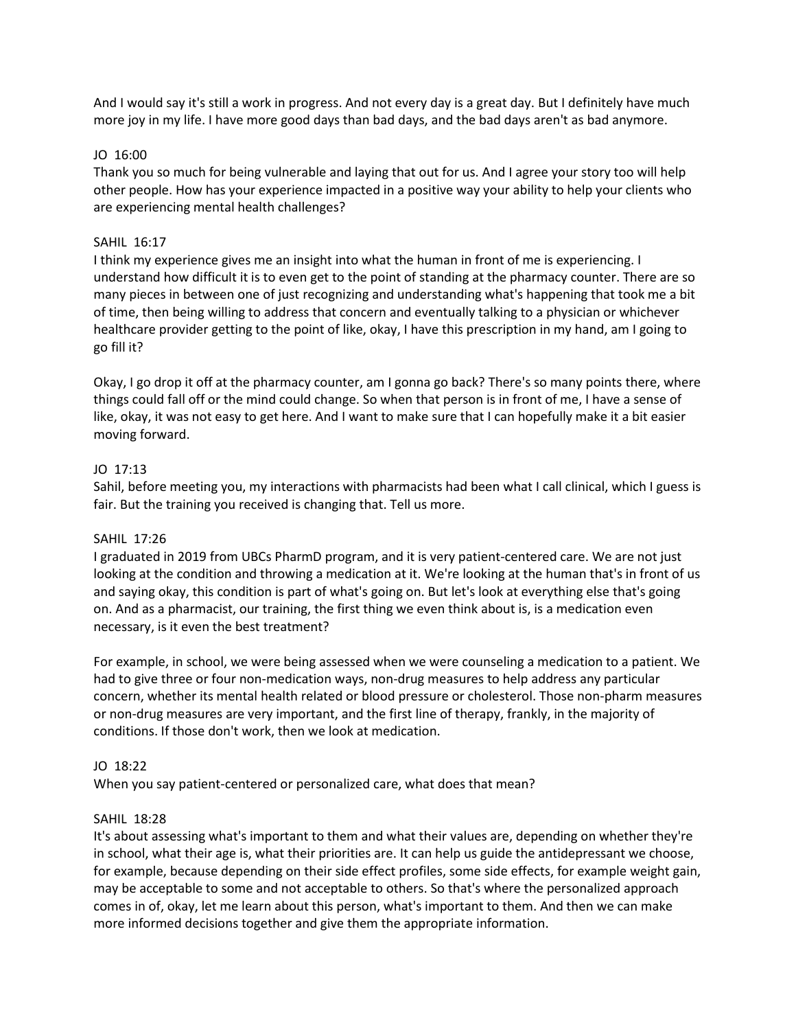And I would say it's still a work in progress. And not every day is a great day. But I definitely have much more joy in my life. I have more good days than bad days, and the bad days aren't as bad anymore.

JO 16:00
Thank you so much for being vulnerable and laying that out for us. And I agree your story too will help other people. How has your experience impacted in a positive way your ability to help your clients who are experiencing mental health challenges?

SAHIL 16:17
I think my experience gives me an insight into what the human in front of me is experiencing. I understand how difficult it is to even get to the point of standing at the pharmacy counter. There are so many pieces in between one of just recognizing and understanding what's happening that took me a bit of time, then being willing to address that concern and eventually talking to a physician or whichever healthcare provider getting to the point of like, okay, I have this prescription in my hand, am I going to go fill it?

Okay, I go drop it off at the pharmacy counter, am I gonna go back? There's so many points there, where things could fall off or the mind could change. So when that person is in front of me, I have a sense of like, okay, it was not easy to get here. And I want to make sure that I can hopefully make it a bit easier moving forward.

JO 17:13
Sahil, before meeting you, my interactions with pharmacists had been what I call clinical, which I guess is fair. But the training you received is changing that. Tell us more.

SAHIL 17:26
I graduated in 2019 from UBCs PharmD program, and it is very patient-centered care. We are not just looking at the condition and throwing a medication at it. We're looking at the human that's in front of us and saying okay, this condition is part of what's going on. But let's look at everything else that's going on. And as a pharmacist, our training, the first thing we even think about is, is a medication even necessary, is it even the best treatment?

For example, in school, we were being assessed when we were counseling a medication to a patient. We had to give three or four non-medication ways, non-drug measures to help address any particular concern, whether its mental health related or blood pressure or cholesterol. Those non-pharm measures or non-drug measures are very important, and the first line of therapy, frankly, in the majority of conditions. If those don't work, then we look at medication.

JO 18:22
When you say patient-centered or personalized care, what does that mean?

SAHIL 18:28
It's about assessing what's important to them and what their values are, depending on whether they're in school, what their age is, what their priorities are. It can help us guide the antidepressant we choose, for example, because depending on their side effect profiles, some side effects, for example weight gain, may be acceptable to some and not acceptable to others. So that's where the personalized approach comes in of, okay, let me learn about this person, what's important to them. And then we can make more informed decisions together and give them the appropriate information.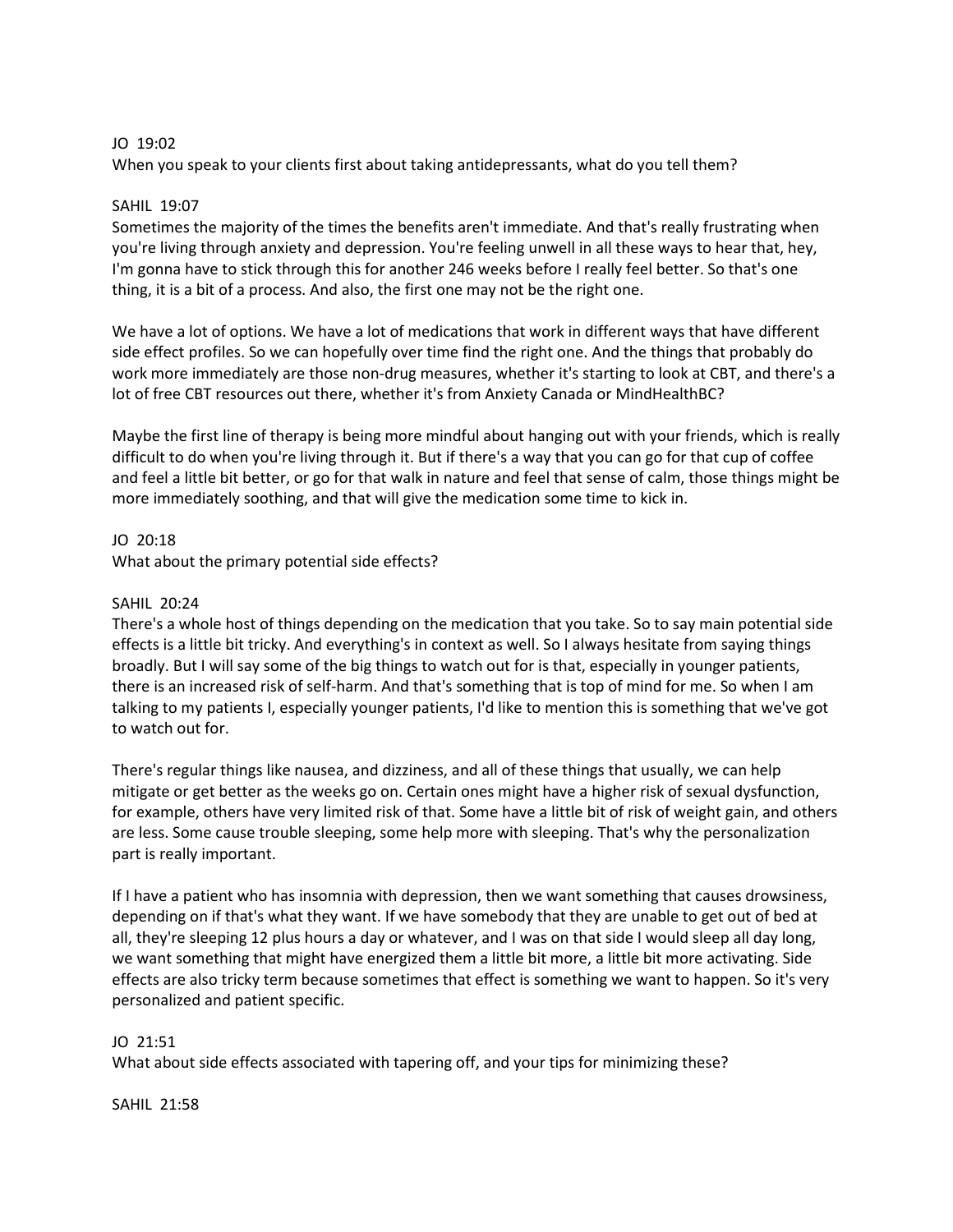JO 19:02
When you speak to your clients first about taking antidepressants, what do you tell them?

SAHIL 19:07
Sometimes the majority of the times the benefits aren't immediate. And that's really frustrating when you're living through anxiety and depression. You're feeling unwell in all these ways to hear that, hey, I'm gonna have to stick through this for another 246 weeks before I really feel better. So that's one thing, it is a bit of a process. And also, the first one may not be the right one.

We have a lot of options. We have a lot of medications that work in different ways that have different side effect profiles. So we can hopefully over time find the right one. And the things that probably do work more immediately are those non-drug measures, whether it's starting to look at CBT, and there's a lot of free CBT resources out there, whether it's from Anxiety Canada or MindHealthBC?

Maybe the first line of therapy is being more mindful about hanging out with your friends, which is really difficult to do when you're living through it. But if there's a way that you can go for that cup of coffee and feel a little bit better, or go for that walk in nature and feel that sense of calm, those things might be more immediately soothing, and that will give the medication some time to kick in.

JO 20:18
What about the primary potential side effects?

SAHIL 20:24
There's a whole host of things depending on the medication that you take. So to say main potential side effects is a little bit tricky. And everything's in context as well. So I always hesitate from saying things broadly. But I will say some of the big things to watch out for is that, especially in younger patients, there is an increased risk of self-harm. And that's something that is top of mind for me. So when I am talking to my patients I, especially younger patients, I'd like to mention this is something that we've got to watch out for.

There's regular things like nausea, and dizziness, and all of these things that usually, we can help mitigate or get better as the weeks go on. Certain ones might have a higher risk of sexual dysfunction, for example, others have very limited risk of that. Some have a little bit of risk of weight gain, and others are less. Some cause trouble sleeping, some help more with sleeping. That's why the personalization part is really important.

If I have a patient who has insomnia with depression, then we want something that causes drowsiness, depending on if that's what they want. If we have somebody that they are unable to get out of bed at all, they're sleeping 12 plus hours a day or whatever, and I was on that side I would sleep all day long, we want something that might have energized them a little bit more, a little bit more activating. Side effects are also tricky term because sometimes that effect is something we want to happen. So it's very personalized and patient specific.

JO 21:51
What about side effects associated with tapering off, and your tips for minimizing these?

SAHIL 21:58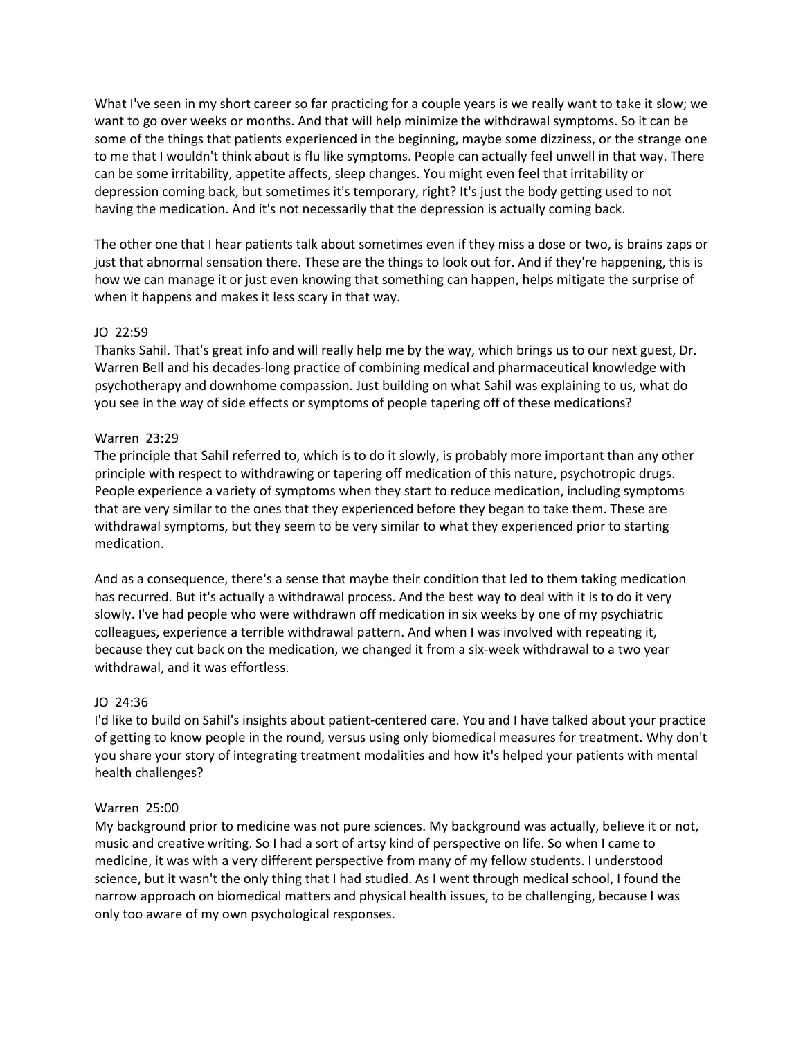What I've seen in my short career so far practicing for a couple years is we really want to take it slow; we want to go over weeks or months. And that will help minimize the withdrawal symptoms. So it can be some of the things that patients experienced in the beginning, maybe some dizziness, or the strange one to me that I wouldn't think about is flu like symptoms. People can actually feel unwell in that way. There can be some irritability, appetite affects, sleep changes. You might even feel that irritability or depression coming back, but sometimes it's temporary, right? It's just the body getting used to not having the medication. And it's not necessarily that the depression is actually coming back.

The other one that I hear patients talk about sometimes even if they miss a dose or two, is brains zaps or just that abnormal sensation there. These are the things to look out for. And if they're happening, this is how we can manage it or just even knowing that something can happen, helps mitigate the surprise of when it happens and makes it less scary in that way.

JO 22:59
Thanks Sahil. That's great info and will really help me by the way, which brings us to our next guest, Dr. Warren Bell and his decades-long practice of combining medical and pharmaceutical knowledge with psychotherapy and downhome compassion. Just building on what Sahil was explaining to us, what do you see in the way of side effects or symptoms of people tapering off of these medications?

Warren 23:29
The principle that Sahil referred to, which is to do it slowly, is probably more important than any other principle with respect to withdrawing or tapering off medication of this nature, psychotropic drugs. People experience a variety of symptoms when they start to reduce medication, including symptoms that are very similar to the ones that they experienced before they began to take them. These are withdrawal symptoms, but they seem to be very similar to what they experienced prior to starting medication.

And as a consequence, there's a sense that maybe their condition that led to them taking medication has recurred. But it's actually a withdrawal process. And the best way to deal with it is to do it very slowly. I've had people who were withdrawn off medication in six weeks by one of my psychiatric colleagues, experience a terrible withdrawal pattern. And when I was involved with repeating it, because they cut back on the medication, we changed it from a six-week withdrawal to a two year withdrawal, and it was effortless.

JO 24:36
I'd like to build on Sahil's insights about patient-centered care. You and I have talked about your practice of getting to know people in the round, versus using only biomedical measures for treatment. Why don't you share your story of integrating treatment modalities and how it's helped your patients with mental health challenges?

Warren 25:00
My background prior to medicine was not pure sciences. My background was actually, believe it or not, music and creative writing. So I had a sort of artsy kind of perspective on life. So when I came to medicine, it was with a very different perspective from many of my fellow students. I understood science, but it wasn't the only thing that I had studied. As I went through medical school, I found the narrow approach on biomedical matters and physical health issues, to be challenging, because I was only too aware of my own psychological responses.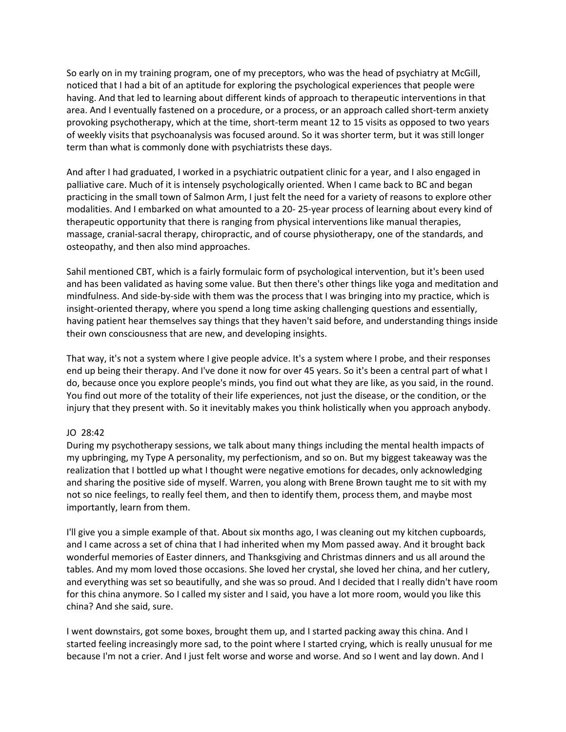So early on in my training program, one of my preceptors, who was the head of psychiatry at McGill, noticed that I had a bit of an aptitude for exploring the psychological experiences that people were having. And that led to learning about different kinds of approach to therapeutic interventions in that area. And I eventually fastened on a procedure, or a process, or an approach called short-term anxiety provoking psychotherapy, which at the time, short-term meant 12 to 15 visits as opposed to two years of weekly visits that psychoanalysis was focused around. So it was shorter term, but it was still longer term than what is commonly done with psychiatrists these days.

And after I had graduated, I worked in a psychiatric outpatient clinic for a year, and I also engaged in palliative care. Much of it is intensely psychologically oriented. When I came back to BC and began practicing in the small town of Salmon Arm, I just felt the need for a variety of reasons to explore other modalities. And I embarked on what amounted to a 20- 25-year process of learning about every kind of therapeutic opportunity that there is ranging from physical interventions like manual therapies, massage, cranial-sacral therapy, chiropractic, and of course physiotherapy, one of the standards, and osteopathy, and then also mind approaches.

Sahil mentioned CBT, which is a fairly formulaic form of psychological intervention, but it's been used and has been validated as having some value. But then there's other things like yoga and meditation and mindfulness. And side-by-side with them was the process that I was bringing into my practice, which is insight-oriented therapy, where you spend a long time asking challenging questions and essentially, having patient hear themselves say things that they haven't said before, and understanding things inside their own consciousness that are new, and developing insights.

That way, it's not a system where I give people advice. It's a system where I probe, and their responses end up being their therapy. And I've done it now for over 45 years. So it's been a central part of what I do, because once you explore people's minds, you find out what they are like, as you said, in the round. You find out more of the totality of their life experiences, not just the disease, or the condition, or the injury that they present with. So it inevitably makes you think holistically when you approach anybody.

JO 28:42

During my psychotherapy sessions, we talk about many things including the mental health impacts of my upbringing, my Type A personality, my perfectionism, and so on. But my biggest takeaway was the realization that I bottled up what I thought were negative emotions for decades, only acknowledging and sharing the positive side of myself. Warren, you along with Brene Brown taught me to sit with my not so nice feelings, to really feel them, and then to identify them, process them, and maybe most importantly, learn from them.

I'll give you a simple example of that. About six months ago, I was cleaning out my kitchen cupboards, and I came across a set of china that I had inherited when my Mom passed away. And it brought back wonderful memories of Easter dinners, and Thanksgiving and Christmas dinners and us all around the tables. And my mom loved those occasions. She loved her crystal, she loved her china, and her cutlery, and everything was set so beautifully, and she was so proud. And I decided that I really didn't have room for this china anymore. So I called my sister and I said, you have a lot more room, would you like this china? And she said, sure.

I went downstairs, got some boxes, brought them up, and I started packing away this china. And I started feeling increasingly more sad, to the point where I started crying, which is really unusual for me because I'm not a crier. And I just felt worse and worse and worse. And so I went and lay down. And I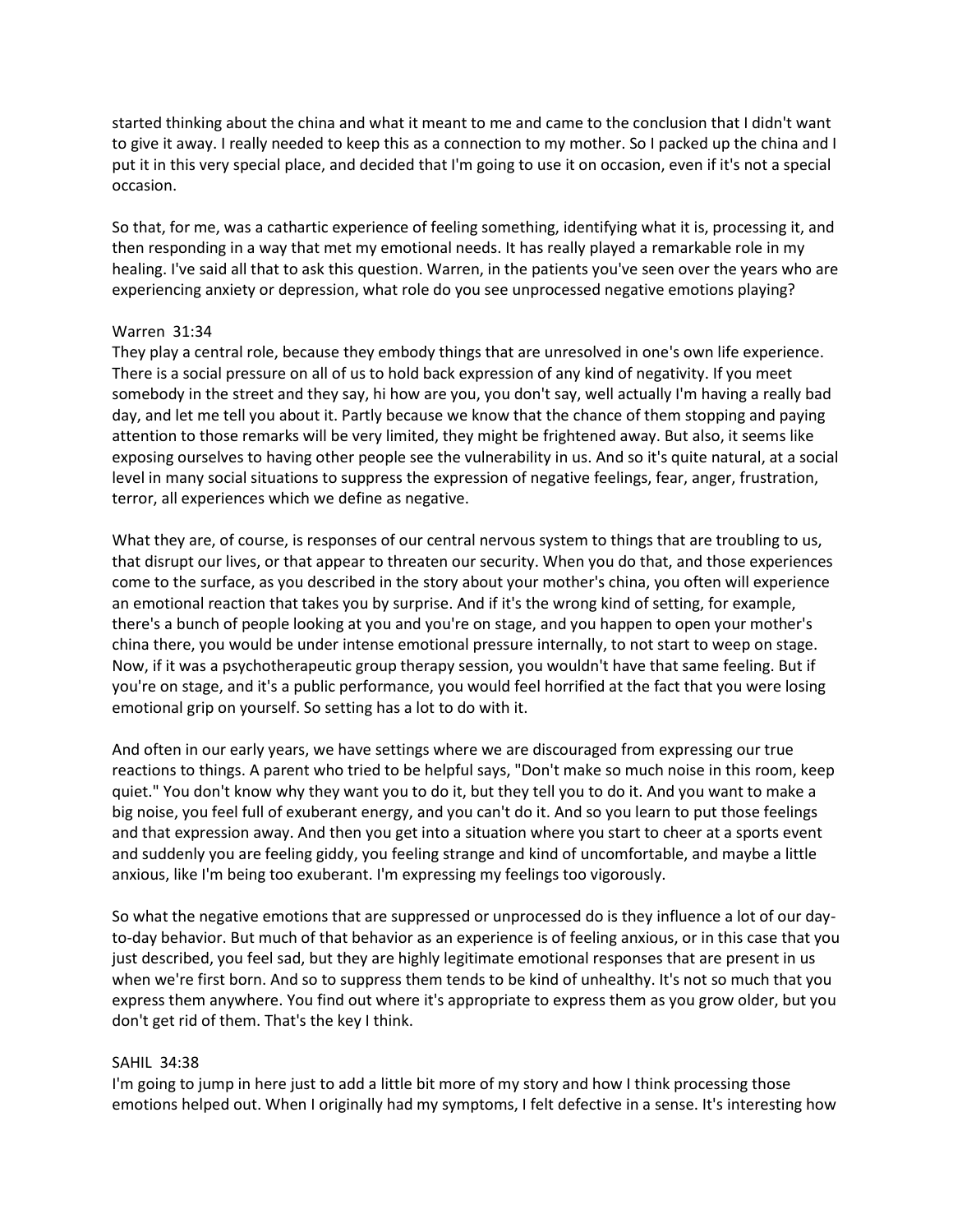started thinking about the china and what it meant to me and came to the conclusion that I didn't want to give it away. I really needed to keep this as a connection to my mother. So I packed up the china and I put it in this very special place, and decided that I'm going to use it on occasion, even if it's not a special occasion.

So that, for me, was a cathartic experience of feeling something, identifying what it is, processing it, and then responding in a way that met my emotional needs. It has really played a remarkable role in my healing. I've said all that to ask this question. Warren, in the patients you've seen over the years who are experiencing anxiety or depression, what role do you see unprocessed negative emotions playing?

Warren 31:34
They play a central role, because they embody things that are unresolved in one's own life experience. There is a social pressure on all of us to hold back expression of any kind of negativity. If you meet somebody in the street and they say, hi how are you, you don't say, well actually I'm having a really bad day, and let me tell you about it. Partly because we know that the chance of them stopping and paying attention to those remarks will be very limited, they might be frightened away. But also, it seems like exposing ourselves to having other people see the vulnerability in us. And so it's quite natural, at a social level in many social situations to suppress the expression of negative feelings, fear, anger, frustration, terror, all experiences which we define as negative.

What they are, of course, is responses of our central nervous system to things that are troubling to us, that disrupt our lives, or that appear to threaten our security. When you do that, and those experiences come to the surface, as you described in the story about your mother's china, you often will experience an emotional reaction that takes you by surprise. And if it's the wrong kind of setting, for example, there's a bunch of people looking at you and you're on stage, and you happen to open your mother's china there, you would be under intense emotional pressure internally, to not start to weep on stage. Now, if it was a psychotherapeutic group therapy session, you wouldn't have that same feeling. But if you're on stage, and it's a public performance, you would feel horrified at the fact that you were losing emotional grip on yourself. So setting has a lot to do with it.

And often in our early years, we have settings where we are discouraged from expressing our true reactions to things. A parent who tried to be helpful says, "Don't make so much noise in this room, keep quiet." You don't know why they want you to do it, but they tell you to do it. And you want to make a big noise, you feel full of exuberant energy, and you can't do it. And so you learn to put those feelings and that expression away. And then you get into a situation where you start to cheer at a sports event and suddenly you are feeling giddy, you feeling strange and kind of uncomfortable, and maybe a little anxious, like I'm being too exuberant. I'm expressing my feelings too vigorously.

So what the negative emotions that are suppressed or unprocessed do is they influence a lot of our day-to-day behavior. But much of that behavior as an experience is of feeling anxious, or in this case that you just described, you feel sad, but they are highly legitimate emotional responses that are present in us when we're first born. And so to suppress them tends to be kind of unhealthy. It's not so much that you express them anywhere. You find out where it's appropriate to express them as you grow older, but you don't get rid of them. That's the key I think.

SAHIL 34:38
I'm going to jump in here just to add a little bit more of my story and how I think processing those emotions helped out. When I originally had my symptoms, I felt defective in a sense. It's interesting how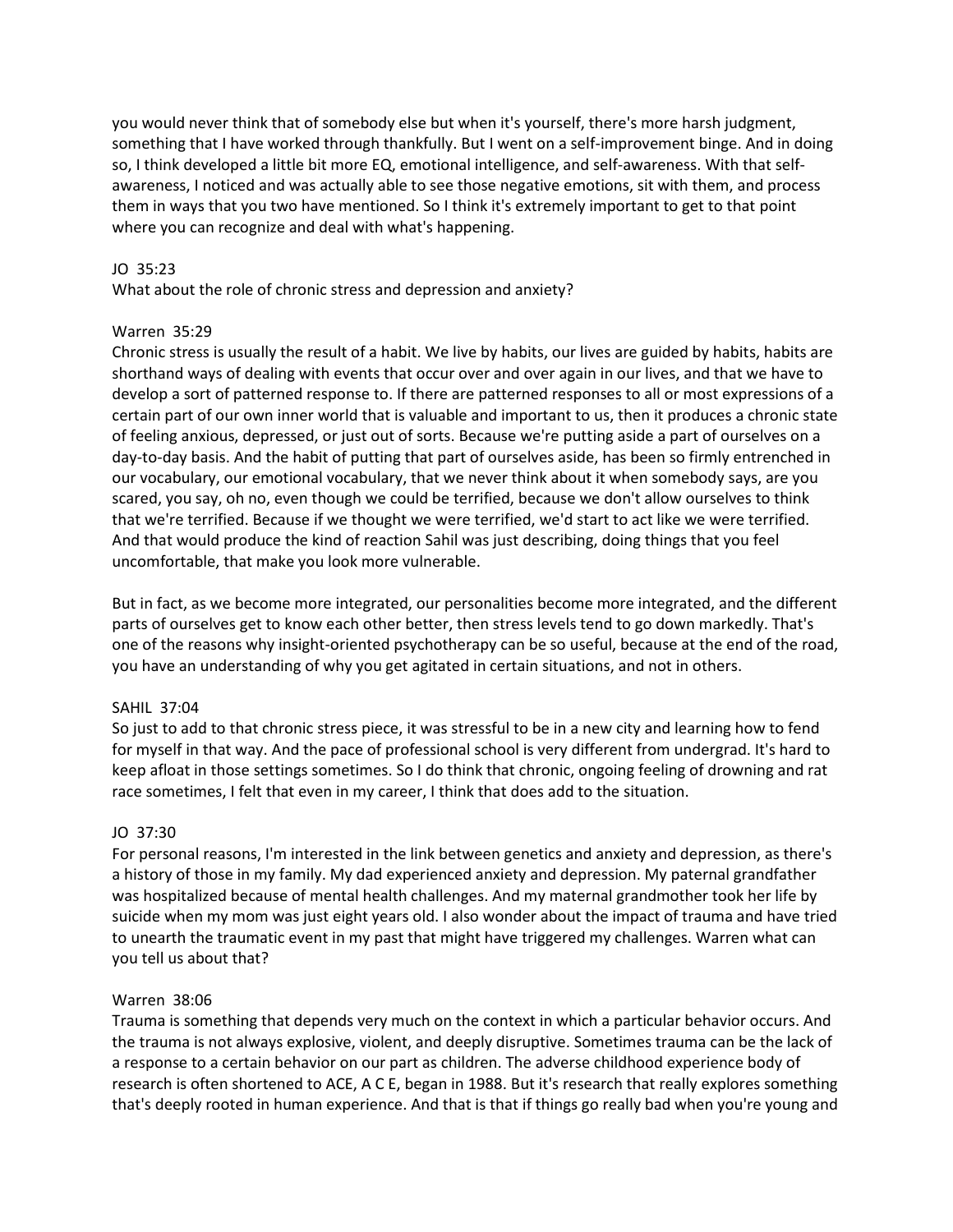you would never think that of somebody else but when it's yourself, there's more harsh judgment, something that I have worked through thankfully. But I went on a self-improvement binge. And in doing so, I think developed a little bit more EQ, emotional intelligence, and self-awareness. With that self-awareness, I noticed and was actually able to see those negative emotions, sit with them, and process them in ways that you two have mentioned. So I think it's extremely important to get to that point where you can recognize and deal with what's happening.

JO 35:23
What about the role of chronic stress and depression and anxiety?

Warren 35:29
Chronic stress is usually the result of a habit. We live by habits, our lives are guided by habits, habits are shorthand ways of dealing with events that occur over and over again in our lives, and that we have to develop a sort of patterned response to. If there are patterned responses to all or most expressions of a certain part of our own inner world that is valuable and important to us, then it produces a chronic state of feeling anxious, depressed, or just out of sorts. Because we're putting aside a part of ourselves on a day-to-day basis. And the habit of putting that part of ourselves aside, has been so firmly entrenched in our vocabulary, our emotional vocabulary, that we never think about it when somebody says, are you scared, you say, oh no, even though we could be terrified, because we don't allow ourselves to think that we're terrified. Because if we thought we were terrified, we'd start to act like we were terrified. And that would produce the kind of reaction Sahil was just describing, doing things that you feel uncomfortable, that make you look more vulnerable.

But in fact, as we become more integrated, our personalities become more integrated, and the different parts of ourselves get to know each other better, then stress levels tend to go down markedly. That's one of the reasons why insight-oriented psychotherapy can be so useful, because at the end of the road, you have an understanding of why you get agitated in certain situations, and not in others.

SAHIL 37:04
So just to add to that chronic stress piece, it was stressful to be in a new city and learning how to fend for myself in that way. And the pace of professional school is very different from undergrad. It's hard to keep afloat in those settings sometimes. So I do think that chronic, ongoing feeling of drowning and rat race sometimes, I felt that even in my career, I think that does add to the situation.

JO 37:30
For personal reasons, I'm interested in the link between genetics and anxiety and depression, as there's a history of those in my family. My dad experienced anxiety and depression. My paternal grandfather was hospitalized because of mental health challenges. And my maternal grandmother took her life by suicide when my mom was just eight years old. I also wonder about the impact of trauma and have tried to unearth the traumatic event in my past that might have triggered my challenges. Warren what can you tell us about that?

Warren 38:06
Trauma is something that depends very much on the context in which a particular behavior occurs. And the trauma is not always explosive, violent, and deeply disruptive. Sometimes trauma can be the lack of a response to a certain behavior on our part as children. The adverse childhood experience body of research is often shortened to ACE, A C E, began in 1988. But it's research that really explores something that's deeply rooted in human experience. And that is that if things go really bad when you're young and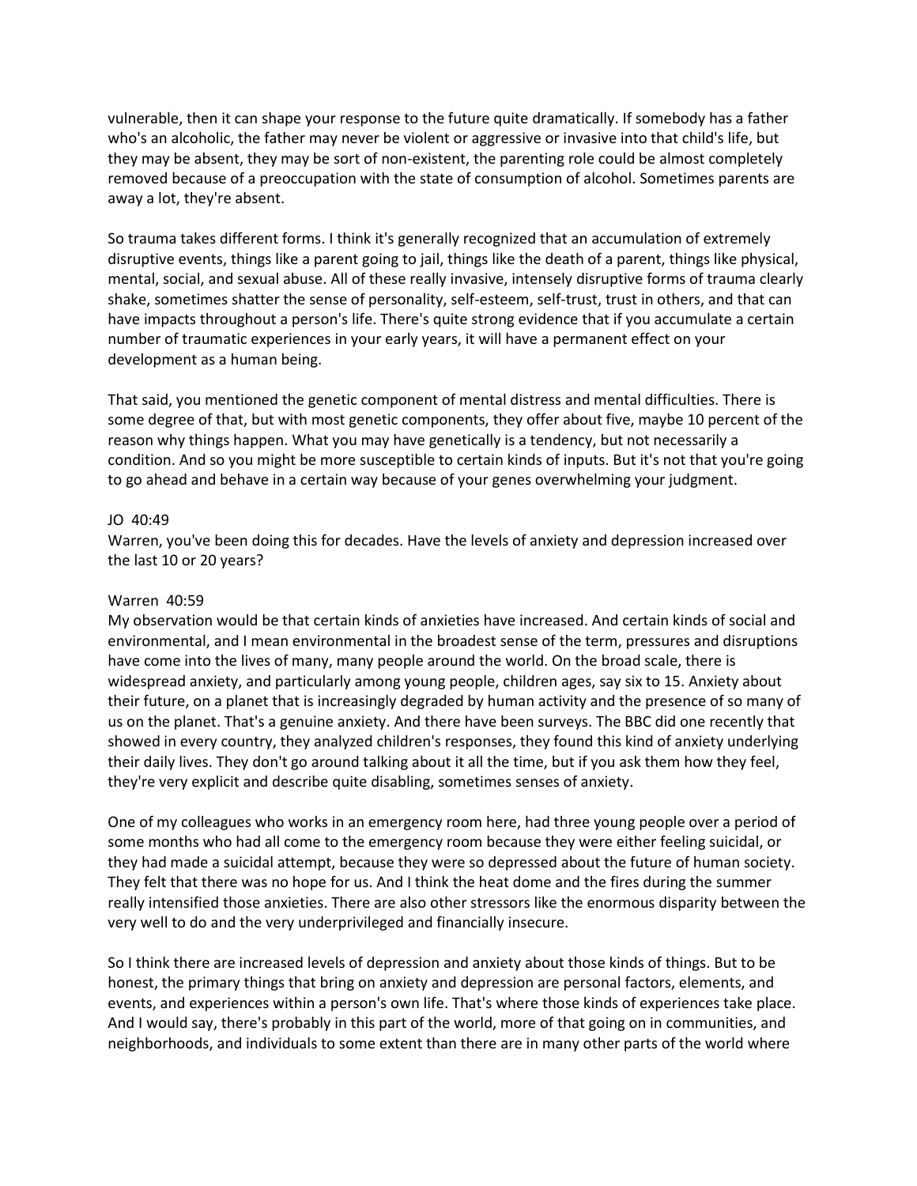vulnerable, then it can shape your response to the future quite dramatically. If somebody has a father who's an alcoholic, the father may never be violent or aggressive or invasive into that child's life, but they may be absent, they may be sort of non-existent, the parenting role could be almost completely removed because of a preoccupation with the state of consumption of alcohol. Sometimes parents are away a lot, they're absent.

So trauma takes different forms. I think it's generally recognized that an accumulation of extremely disruptive events, things like a parent going to jail, things like the death of a parent, things like physical, mental, social, and sexual abuse. All of these really invasive, intensely disruptive forms of trauma clearly shake, sometimes shatter the sense of personality, self-esteem, self-trust, trust in others, and that can have impacts throughout a person's life. There's quite strong evidence that if you accumulate a certain number of traumatic experiences in your early years, it will have a permanent effect on your development as a human being.

That said, you mentioned the genetic component of mental distress and mental difficulties. There is some degree of that, but with most genetic components, they offer about five, maybe 10 percent of the reason why things happen. What you may have genetically is a tendency, but not necessarily a condition. And so you might be more susceptible to certain kinds of inputs. But it's not that you're going to go ahead and behave in a certain way because of your genes overwhelming your judgment.

JO 40:49
Warren, you've been doing this for decades. Have the levels of anxiety and depression increased over the last 10 or 20 years?

Warren 40:59
My observation would be that certain kinds of anxieties have increased. And certain kinds of social and environmental, and I mean environmental in the broadest sense of the term, pressures and disruptions have come into the lives of many, many people around the world. On the broad scale, there is widespread anxiety, and particularly among young people, children ages, say six to 15. Anxiety about their future, on a planet that is increasingly degraded by human activity and the presence of so many of us on the planet. That's a genuine anxiety. And there have been surveys. The BBC did one recently that showed in every country, they analyzed children's responses, they found this kind of anxiety underlying their daily lives. They don't go around talking about it all the time, but if you ask them how they feel, they're very explicit and describe quite disabling, sometimes senses of anxiety.

One of my colleagues who works in an emergency room here, had three young people over a period of some months who had all come to the emergency room because they were either feeling suicidal, or they had made a suicidal attempt, because they were so depressed about the future of human society. They felt that there was no hope for us. And I think the heat dome and the fires during the summer really intensified those anxieties. There are also other stressors like the enormous disparity between the very well to do and the very underprivileged and financially insecure.

So I think there are increased levels of depression and anxiety about those kinds of things. But to be honest, the primary things that bring on anxiety and depression are personal factors, elements, and events, and experiences within a person's own life. That's where those kinds of experiences take place. And I would say, there's probably in this part of the world, more of that going on in communities, and neighborhoods, and individuals to some extent than there are in many other parts of the world where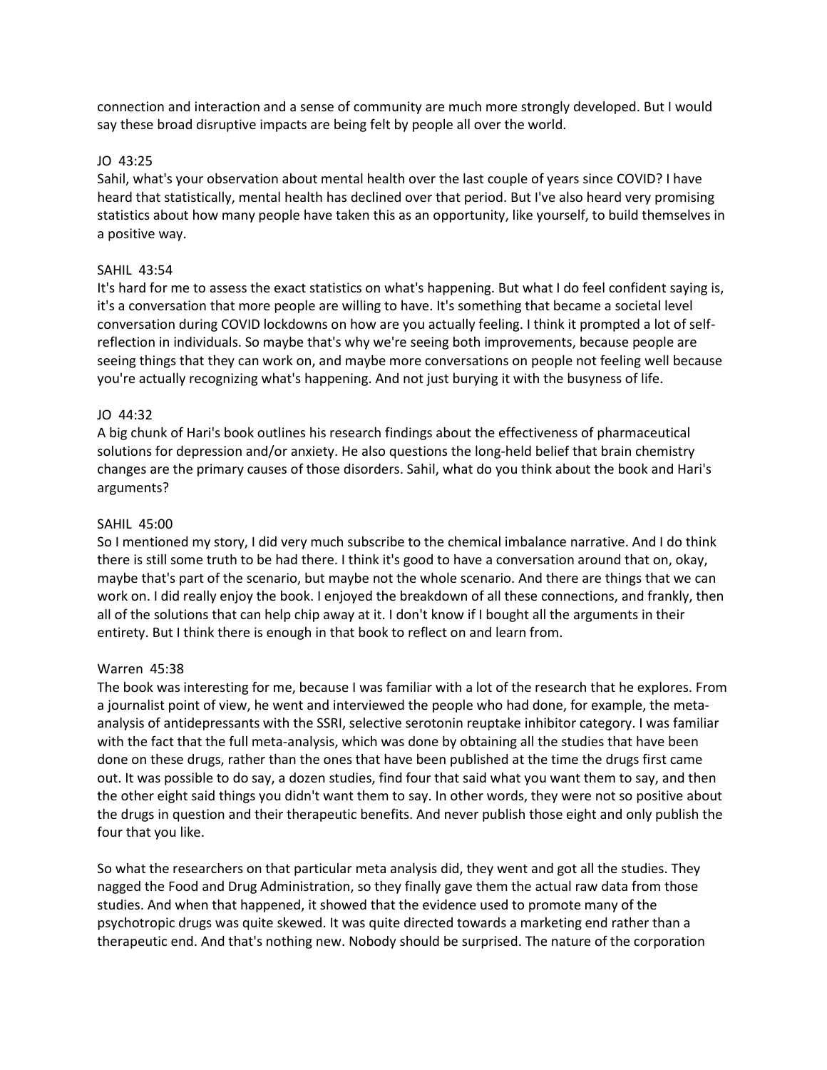connection and interaction and a sense of community are much more strongly developed. But I would say these broad disruptive impacts are being felt by people all over the world.

JO 43:25
Sahil, what's your observation about mental health over the last couple of years since COVID? I have heard that statistically, mental health has declined over that period. But I've also heard very promising statistics about how many people have taken this as an opportunity, like yourself, to build themselves in a positive way.

SAHIL 43:54
It's hard for me to assess the exact statistics on what's happening. But what I do feel confident saying is, it's a conversation that more people are willing to have. It's something that became a societal level conversation during COVID lockdowns on how are you actually feeling. I think it prompted a lot of self-reflection in individuals. So maybe that's why we're seeing both improvements, because people are seeing things that they can work on, and maybe more conversations on people not feeling well because you're actually recognizing what's happening. And not just burying it with the busyness of life.

JO 44:32
A big chunk of Hari's book outlines his research findings about the effectiveness of pharmaceutical solutions for depression and/or anxiety. He also questions the long-held belief that brain chemistry changes are the primary causes of those disorders. Sahil, what do you think about the book and Hari's arguments?

SAHIL 45:00
So I mentioned my story, I did very much subscribe to the chemical imbalance narrative. And I do think there is still some truth to be had there. I think it's good to have a conversation around that on, okay, maybe that's part of the scenario, but maybe not the whole scenario. And there are things that we can work on. I did really enjoy the book. I enjoyed the breakdown of all these connections, and frankly, then all of the solutions that can help chip away at it. I don't know if I bought all the arguments in their entirety. But I think there is enough in that book to reflect on and learn from.

Warren 45:38
The book was interesting for me, because I was familiar with a lot of the research that he explores. From a journalist point of view, he went and interviewed the people who had done, for example, the meta-analysis of antidepressants with the SSRI, selective serotonin reuptake inhibitor category. I was familiar with the fact that the full meta-analysis, which was done by obtaining all the studies that have been done on these drugs, rather than the ones that have been published at the time the drugs first came out. It was possible to do say, a dozen studies, find four that said what you want them to say, and then the other eight said things you didn't want them to say. In other words, they were not so positive about the drugs in question and their therapeutic benefits. And never publish those eight and only publish the four that you like.

So what the researchers on that particular meta analysis did, they went and got all the studies. They nagged the Food and Drug Administration, so they finally gave them the actual raw data from those studies. And when that happened, it showed that the evidence used to promote many of the psychotropic drugs was quite skewed. It was quite directed towards a marketing end rather than a therapeutic end. And that's nothing new. Nobody should be surprised. The nature of the corporation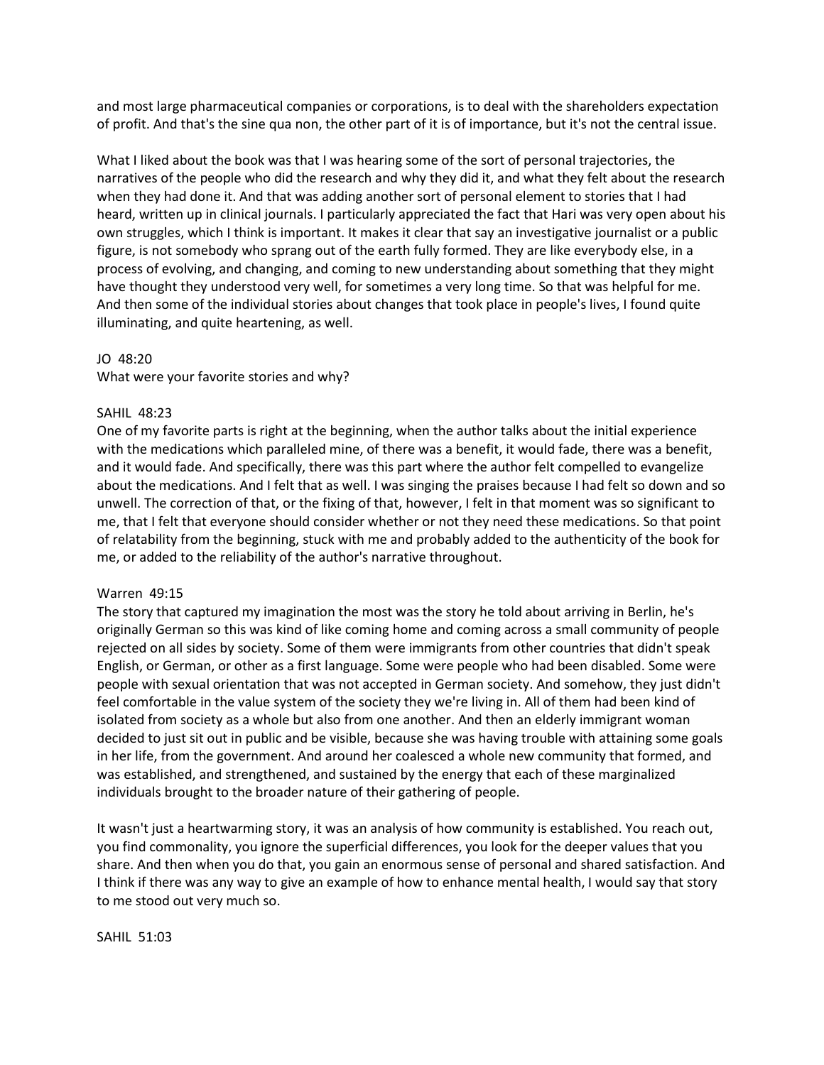and most large pharmaceutical companies or corporations, is to deal with the shareholders expectation of profit. And that's the sine qua non, the other part of it is of importance, but it's not the central issue.

What I liked about the book was that I was hearing some of the sort of personal trajectories, the narratives of the people who did the research and why they did it, and what they felt about the research when they had done it. And that was adding another sort of personal element to stories that I had heard, written up in clinical journals. I particularly appreciated the fact that Hari was very open about his own struggles, which I think is important. It makes it clear that say an investigative journalist or a public figure, is not somebody who sprang out of the earth fully formed. They are like everybody else, in a process of evolving, and changing, and coming to new understanding about something that they might have thought they understood very well, for sometimes a very long time. So that was helpful for me. And then some of the individual stories about changes that took place in people's lives, I found quite illuminating, and quite heartening, as well.

JO 48:20
What were your favorite stories and why?

SAHIL 48:23
One of my favorite parts is right at the beginning, when the author talks about the initial experience with the medications which paralleled mine, of there was a benefit, it would fade, there was a benefit, and it would fade. And specifically, there was this part where the author felt compelled to evangelize about the medications. And I felt that as well. I was singing the praises because I had felt so down and so unwell. The correction of that, or the fixing of that, however, I felt in that moment was so significant to me, that I felt that everyone should consider whether or not they need these medications. So that point of relatability from the beginning, stuck with me and probably added to the authenticity of the book for me, or added to the reliability of the author's narrative throughout.

Warren 49:15
The story that captured my imagination the most was the story he told about arriving in Berlin, he's originally German so this was kind of like coming home and coming across a small community of people rejected on all sides by society. Some of them were immigrants from other countries that didn't speak English, or German, or other as a first language. Some were people who had been disabled. Some were people with sexual orientation that was not accepted in German society. And somehow, they just didn't feel comfortable in the value system of the society they we're living in. All of them had been kind of isolated from society as a whole but also from one another. And then an elderly immigrant woman decided to just sit out in public and be visible, because she was having trouble with attaining some goals in her life, from the government. And around her coalesced a whole new community that formed, and was established, and strengthened, and sustained by the energy that each of these marginalized individuals brought to the broader nature of their gathering of people.

It wasn't just a heartwarming story, it was an analysis of how community is established. You reach out, you find commonality, you ignore the superficial differences, you look for the deeper values that you share. And then when you do that, you gain an enormous sense of personal and shared satisfaction. And I think if there was any way to give an example of how to enhance mental health, I would say that story to me stood out very much so.

SAHIL 51:03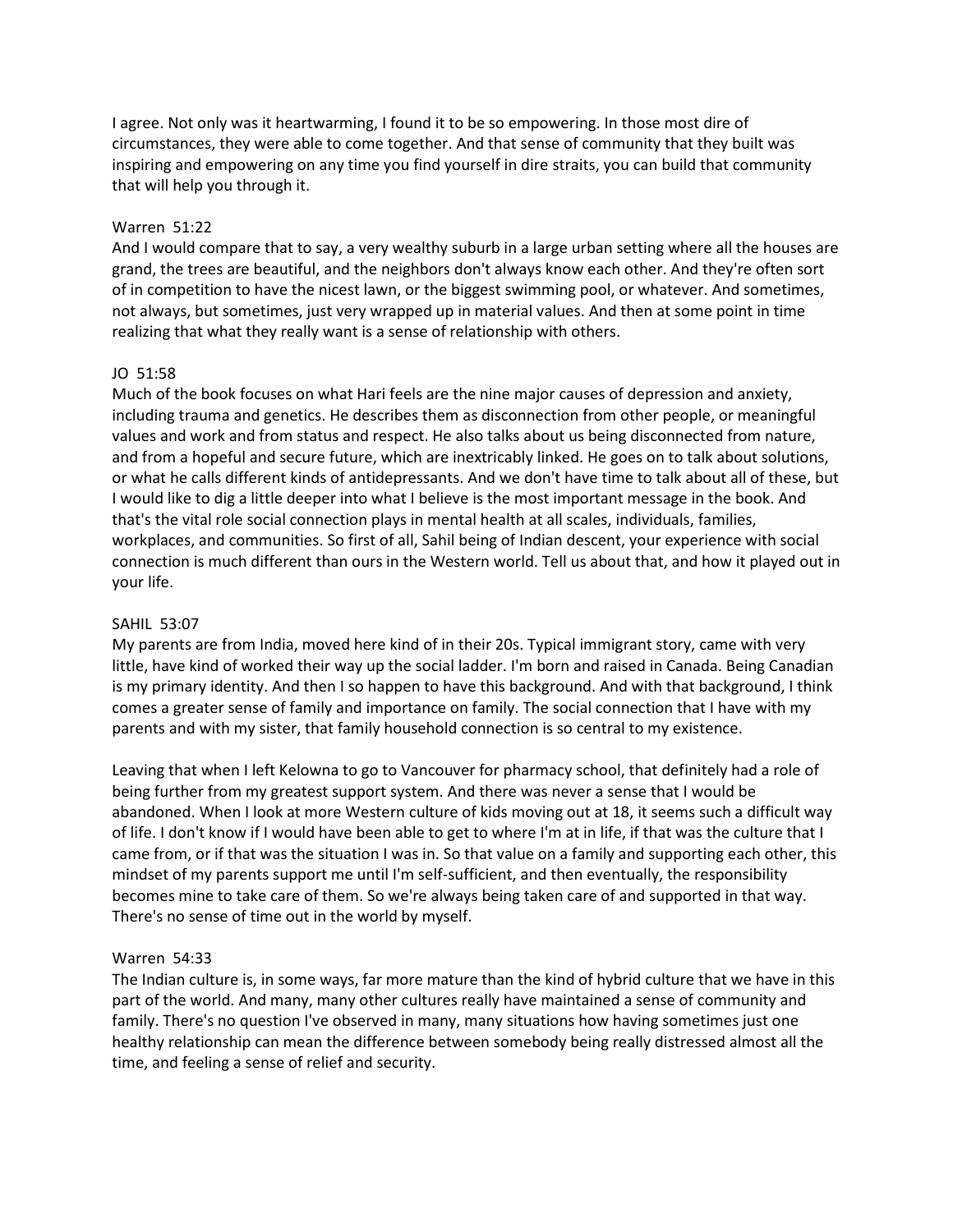I agree. Not only was it heartwarming, I found it to be so empowering. In those most dire of circumstances, they were able to come together. And that sense of community that they built was inspiring and empowering on any time you find yourself in dire straits, you can build that community that will help you through it.

Warren 51:22
And I would compare that to say, a very wealthy suburb in a large urban setting where all the houses are grand, the trees are beautiful, and the neighbors don't always know each other. And they're often sort of in competition to have the nicest lawn, or the biggest swimming pool, or whatever. And sometimes, not always, but sometimes, just very wrapped up in material values. And then at some point in time realizing that what they really want is a sense of relationship with others.

JO 51:58
Much of the book focuses on what Hari feels are the nine major causes of depression and anxiety, including trauma and genetics. He describes them as disconnection from other people, or meaningful values and work and from status and respect. He also talks about us being disconnected from nature, and from a hopeful and secure future, which are inextricably linked. He goes on to talk about solutions, or what he calls different kinds of antidepressants. And we don't have time to talk about all of these, but I would like to dig a little deeper into what I believe is the most important message in the book. And that's the vital role social connection plays in mental health at all scales, individuals, families, workplaces, and communities. So first of all, Sahil being of Indian descent, your experience with social connection is much different than ours in the Western world. Tell us about that, and how it played out in your life.

SAHIL 53:07
My parents are from India, moved here kind of in their 20s. Typical immigrant story, came with very little, have kind of worked their way up the social ladder. I'm born and raised in Canada. Being Canadian is my primary identity. And then I so happen to have this background. And with that background, I think comes a greater sense of family and importance on family. The social connection that I have with my parents and with my sister, that family household connection is so central to my existence.

Leaving that when I left Kelowna to go to Vancouver for pharmacy school, that definitely had a role of being further from my greatest support system. And there was never a sense that I would be abandoned. When I look at more Western culture of kids moving out at 18, it seems such a difficult way of life. I don't know if I would have been able to get to where I'm at in life, if that was the culture that I came from, or if that was the situation I was in. So that value on a family and supporting each other, this mindset of my parents support me until I'm self-sufficient, and then eventually, the responsibility becomes mine to take care of them. So we're always being taken care of and supported in that way. There's no sense of time out in the world by myself.

Warren 54:33
The Indian culture is, in some ways, far more mature than the kind of hybrid culture that we have in this part of the world. And many, many other cultures really have maintained a sense of community and family. There's no question I've observed in many, many situations how having sometimes just one healthy relationship can mean the difference between somebody being really distressed almost all the time, and feeling a sense of relief and security.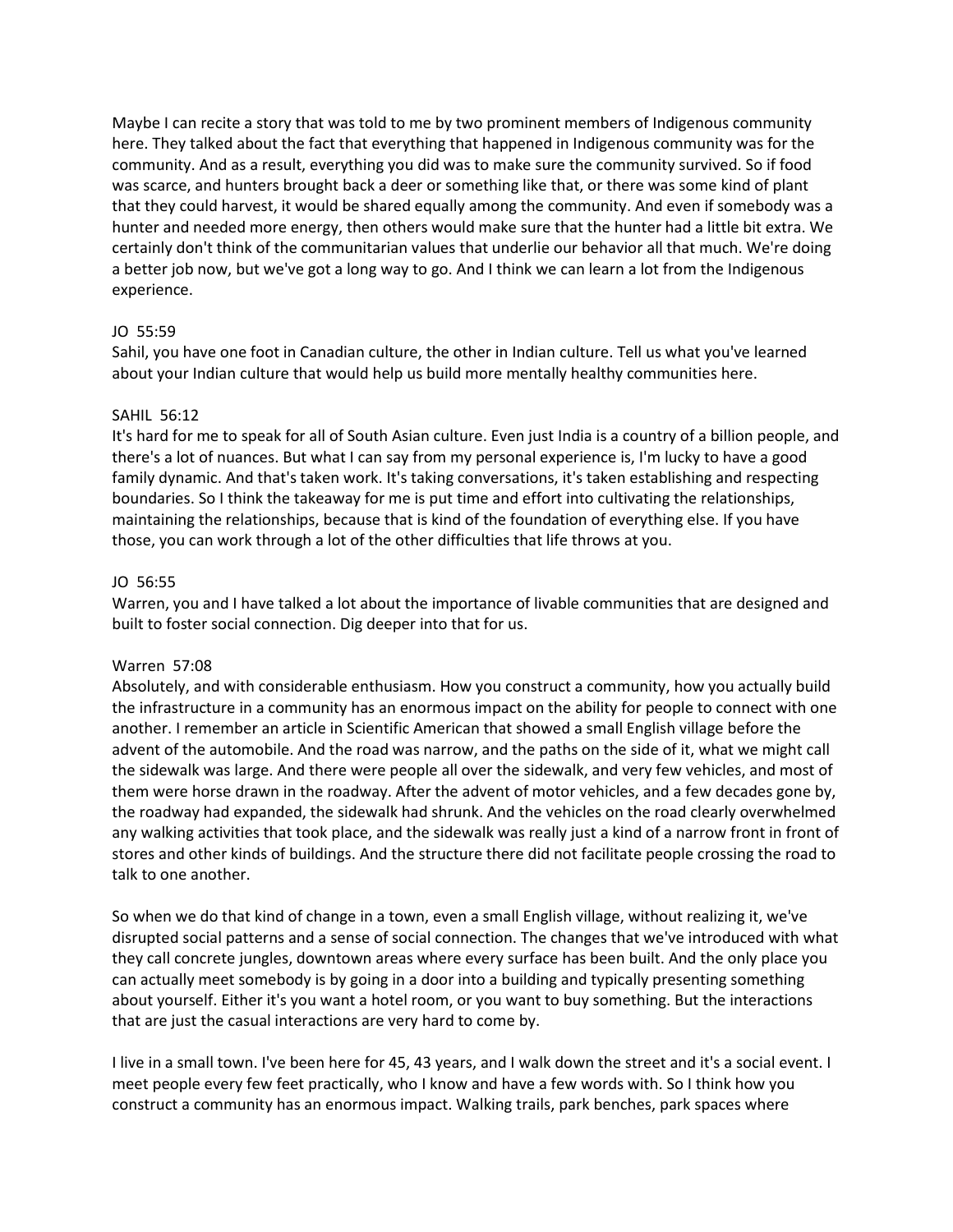Maybe I can recite a story that was told to me by two prominent members of Indigenous community here. They talked about the fact that everything that happened in Indigenous community was for the community. And as a result, everything you did was to make sure the community survived. So if food was scarce, and hunters brought back a deer or something like that, or there was some kind of plant that they could harvest, it would be shared equally among the community. And even if somebody was a hunter and needed more energy, then others would make sure that the hunter had a little bit extra. We certainly don't think of the communitarian values that underlie our behavior all that much. We're doing a better job now, but we've got a long way to go. And I think we can learn a lot from the Indigenous experience.

JO 55:59

Sahil, you have one foot in Canadian culture, the other in Indian culture. Tell us what you've learned about your Indian culture that would help us build more mentally healthy communities here.

SAHIL 56:12

It's hard for me to speak for all of South Asian culture. Even just India is a country of a billion people, and there's a lot of nuances. But what I can say from my personal experience is, I'm lucky to have a good family dynamic. And that's taken work. It's taking conversations, it's taken establishing and respecting boundaries. So I think the takeaway for me is put time and effort into cultivating the relationships, maintaining the relationships, because that is kind of the foundation of everything else. If you have those, you can work through a lot of the other difficulties that life throws at you.

JO 56:55

Warren, you and I have talked a lot about the importance of livable communities that are designed and built to foster social connection. Dig deeper into that for us.

Warren 57:08

Absolutely, and with considerable enthusiasm. How you construct a community, how you actually build the infrastructure in a community has an enormous impact on the ability for people to connect with one another. I remember an article in Scientific American that showed a small English village before the advent of the automobile. And the road was narrow, and the paths on the side of it, what we might call the sidewalk was large. And there were people all over the sidewalk, and very few vehicles, and most of them were horse drawn in the roadway. After the advent of motor vehicles, and a few decades gone by, the roadway had expanded, the sidewalk had shrunk. And the vehicles on the road clearly overwhelmed any walking activities that took place, and the sidewalk was really just a kind of a narrow front in front of stores and other kinds of buildings. And the structure there did not facilitate people crossing the road to talk to one another.

So when we do that kind of change in a town, even a small English village, without realizing it, we've disrupted social patterns and a sense of social connection. The changes that we've introduced with what they call concrete jungles, downtown areas where every surface has been built. And the only place you can actually meet somebody is by going in a door into a building and typically presenting something about yourself. Either it's you want a hotel room, or you want to buy something. But the interactions that are just the casual interactions are very hard to come by.

I live in a small town. I've been here for 45, 43 years, and I walk down the street and it's a social event. I meet people every few feet practically, who I know and have a few words with. So I think how you construct a community has an enormous impact. Walking trails, park benches, park spaces where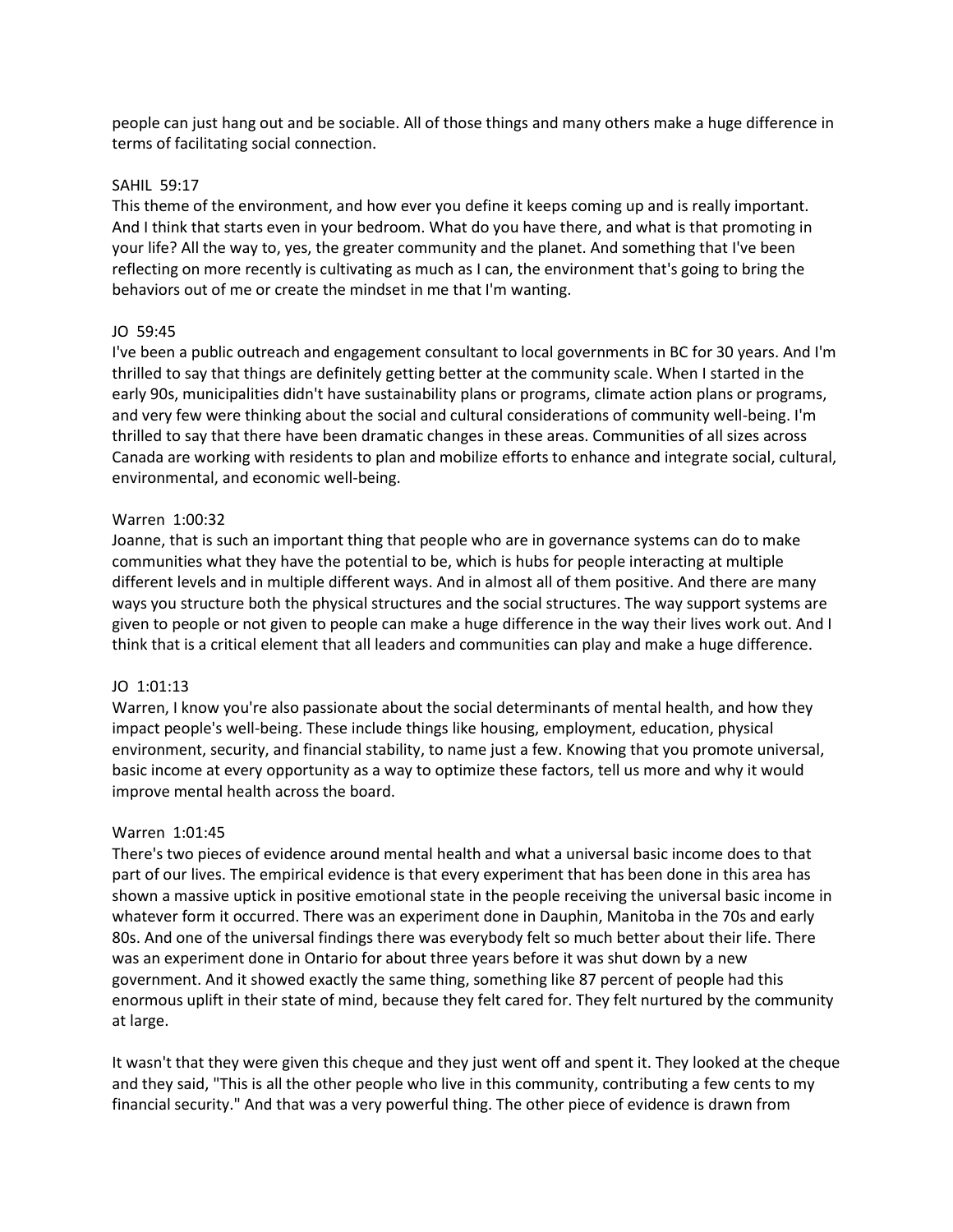people can just hang out and be sociable. All of those things and many others make a huge difference in terms of facilitating social connection.

SAHIL 59:17
This theme of the environment, and how ever you define it keeps coming up and is really important. And I think that starts even in your bedroom. What do you have there, and what is that promoting in your life? All the way to, yes, the greater community and the planet. And something that I've been reflecting on more recently is cultivating as much as I can, the environment that's going to bring the behaviors out of me or create the mindset in me that I'm wanting.

JO 59:45
I've been a public outreach and engagement consultant to local governments in BC for 30 years. And I'm thrilled to say that things are definitely getting better at the community scale. When I started in the early 90s, municipalities didn't have sustainability plans or programs, climate action plans or programs, and very few were thinking about the social and cultural considerations of community well-being. I'm thrilled to say that there have been dramatic changes in these areas. Communities of all sizes across Canada are working with residents to plan and mobilize efforts to enhance and integrate social, cultural, environmental, and economic well-being.

Warren 1:00:32
Joanne, that is such an important thing that people who are in governance systems can do to make communities what they have the potential to be, which is hubs for people interacting at multiple different levels and in multiple different ways. And in almost all of them positive. And there are many ways you structure both the physical structures and the social structures. The way support systems are given to people or not given to people can make a huge difference in the way their lives work out. And I think that is a critical element that all leaders and communities can play and make a huge difference.

JO 1:01:13
Warren, I know you're also passionate about the social determinants of mental health, and how they impact people's well-being. These include things like housing, employment, education, physical environment, security, and financial stability, to name just a few. Knowing that you promote universal, basic income at every opportunity as a way to optimize these factors, tell us more and why it would improve mental health across the board.

Warren 1:01:45
There's two pieces of evidence around mental health and what a universal basic income does to that part of our lives. The empirical evidence is that every experiment that has been done in this area has shown a massive uptick in positive emotional state in the people receiving the universal basic income in whatever form it occurred. There was an experiment done in Dauphin, Manitoba in the 70s and early 80s. And one of the universal findings there was everybody felt so much better about their life. There was an experiment done in Ontario for about three years before it was shut down by a new government. And it showed exactly the same thing, something like 87 percent of people had this enormous uplift in their state of mind, because they felt cared for. They felt nurtured by the community at large.

It wasn't that they were given this cheque and they just went off and spent it. They looked at the cheque and they said, "This is all the other people who live in this community, contributing a few cents to my financial security." And that was a very powerful thing. The other piece of evidence is drawn from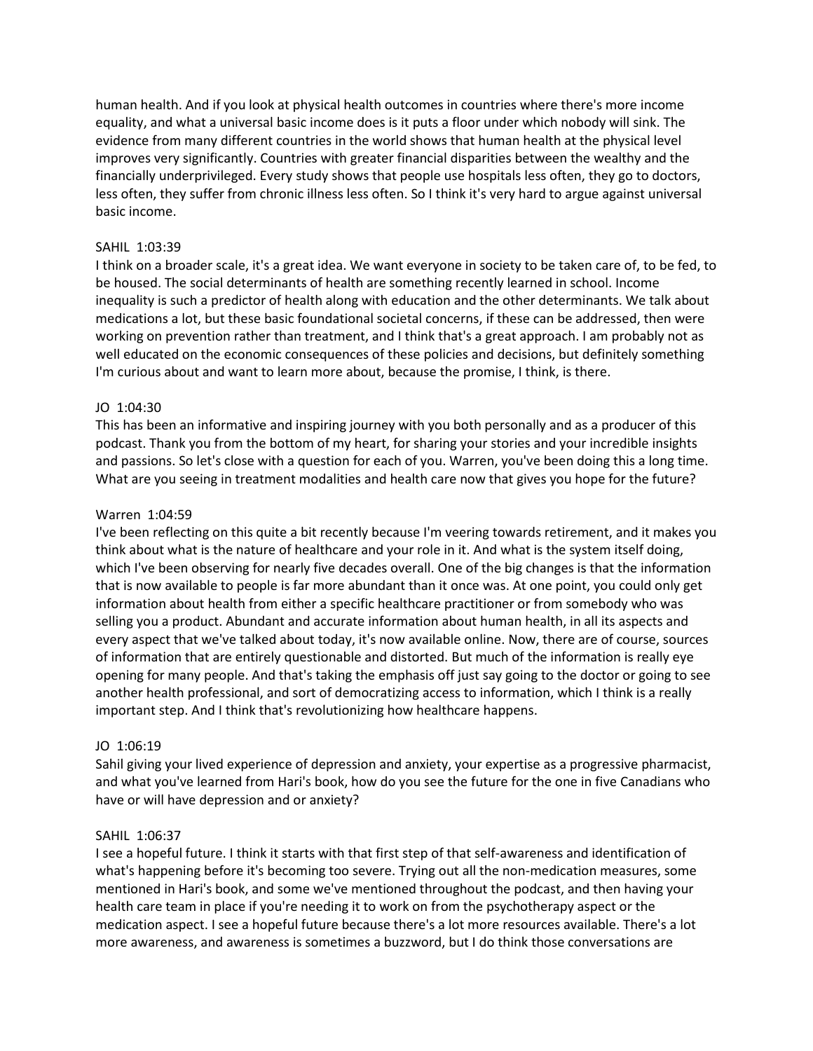human health. And if you look at physical health outcomes in countries where there's more income equality, and what a universal basic income does is it puts a floor under which nobody will sink. The evidence from many different countries in the world shows that human health at the physical level improves very significantly. Countries with greater financial disparities between the wealthy and the financially underprivileged. Every study shows that people use hospitals less often, they go to doctors, less often, they suffer from chronic illness less often. So I think it's very hard to argue against universal basic income.

SAHIL 1:03:39
I think on a broader scale, it's a great idea. We want everyone in society to be taken care of, to be fed, to be housed. The social determinants of health are something recently learned in school. Income inequality is such a predictor of health along with education and the other determinants. We talk about medications a lot, but these basic foundational societal concerns, if these can be addressed, then were working on prevention rather than treatment, and I think that's a great approach. I am probably not as well educated on the economic consequences of these policies and decisions, but definitely something I'm curious about and want to learn more about, because the promise, I think, is there.

JO 1:04:30
This has been an informative and inspiring journey with you both personally and as a producer of this podcast. Thank you from the bottom of my heart, for sharing your stories and your incredible insights and passions. So let's close with a question for each of you. Warren, you've been doing this a long time. What are you seeing in treatment modalities and health care now that gives you hope for the future?

Warren 1:04:59
I've been reflecting on this quite a bit recently because I'm veering towards retirement, and it makes you think about what is the nature of healthcare and your role in it. And what is the system itself doing, which I've been observing for nearly five decades overall. One of the big changes is that the information that is now available to people is far more abundant than it once was. At one point, you could only get information about health from either a specific healthcare practitioner or from somebody who was selling you a product. Abundant and accurate information about human health, in all its aspects and every aspect that we've talked about today, it's now available online. Now, there are of course, sources of information that are entirely questionable and distorted. But much of the information is really eye opening for many people. And that's taking the emphasis off just say going to the doctor or going to see another health professional, and sort of democratizing access to information, which I think is a really important step. And I think that's revolutionizing how healthcare happens.

JO 1:06:19
Sahil giving your lived experience of depression and anxiety, your expertise as a progressive pharmacist, and what you've learned from Hari's book, how do you see the future for the one in five Canadians who have or will have depression and or anxiety?

SAHIL 1:06:37
I see a hopeful future. I think it starts with that first step of that self-awareness and identification of what's happening before it's becoming too severe. Trying out all the non-medication measures, some mentioned in Hari's book, and some we've mentioned throughout the podcast, and then having your health care team in place if you're needing it to work on from the psychotherapy aspect or the medication aspect. I see a hopeful future because there's a lot more resources available. There's a lot more awareness, and awareness is sometimes a buzzword, but I do think those conversations are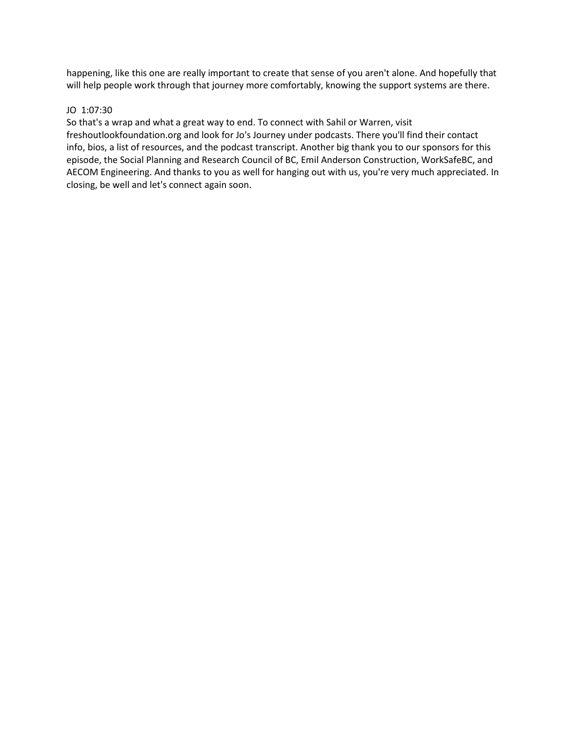happening, like this one are really important to create that sense of you aren't alone. And hopefully that will help people work through that journey more comfortably, knowing the support systems are there.

JO 1:07:30
So that's a wrap and what a great way to end. To connect with Sahil or Warren, visit freshoutlookfoundation.org and look for Jo's Journey under podcasts. There you'll find their contact info, bios, a list of resources, and the podcast transcript. Another big thank you to our sponsors for this episode, the Social Planning and Research Council of BC, Emil Anderson Construction, WorkSafeBC, and AECOM Engineering. And thanks to you as well for hanging out with us, you're very much appreciated. In closing, be well and let's connect again soon.